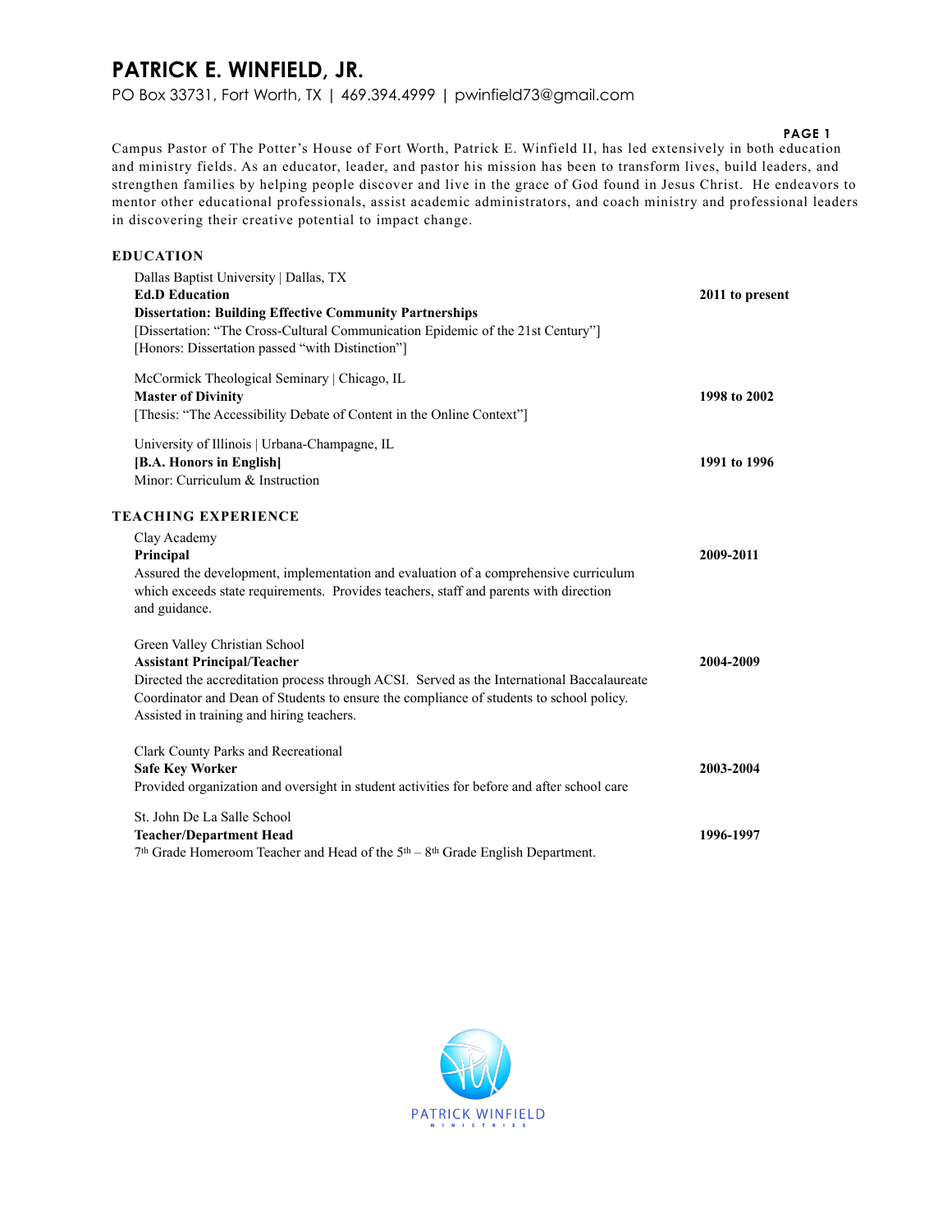# PATRICK E. WINFIELD, JR.

PO Box 33731, Fort Worth, TX | 469.394.4999 | pwinfield73@gmail.com

Campus Pastor of The Potter's House of Fort Worth, Patrick E. Winfield II, has led extensively in both education and ministry fields. As an educator, leader, and pastor his mission has been to transform lives, build leaders, and strengthen families by helping people discover and live in the grace of God found in Jesus Christ. He endeavors to mentor other educational professionals, assist academic administrators, and coach ministry and professional leaders in discovering their creative potential to impact change.

## EDUCATION

Dallas Baptist University | Dallas, TX
**Ed.D Education** — **2011 to present**
**Dissertation: Building Effective Community Partnerships**
[Dissertation: "The Cross-Cultural Communication Epidemic of the 21st Century"]
[Honors: Dissertation passed "with Distinction"]

McCormick Theological Seminary | Chicago, IL
**Master of Divinity** — **1998 to 2002**
[Thesis: "The Accessibility Debate of Content in the Online Context"]

University of Illinois | Urbana-Champagne, IL
**[B.A. Honors in English]** — **1991 to 1996**
Minor: Curriculum & Instruction

## TEACHING EXPERIENCE

Clay Academy
**Principal** — **2009-2011**
Assured the development, implementation and evaluation of a comprehensive curriculum which exceeds state requirements. Provides teachers, staff and parents with direction and guidance.

Green Valley Christian School
**Assistant Principal/Teacher** — **2004-2009**
Directed the accreditation process through ACSI. Served as the International Baccalaureate Coordinator and Dean of Students to ensure the compliance of students to school policy. Assisted in training and hiring teachers.

Clark County Parks and Recreational
**Safe Key Worker** — **2003-2004**
Provided organization and oversight in student activities for before and after school care

St. John De La Salle School
**Teacher/Department Head** — **1996-1997**
7th Grade Homeroom Teacher and Head of the 5th – 8th Grade English Department.

PATRICK WINFIELD
MINISTRIES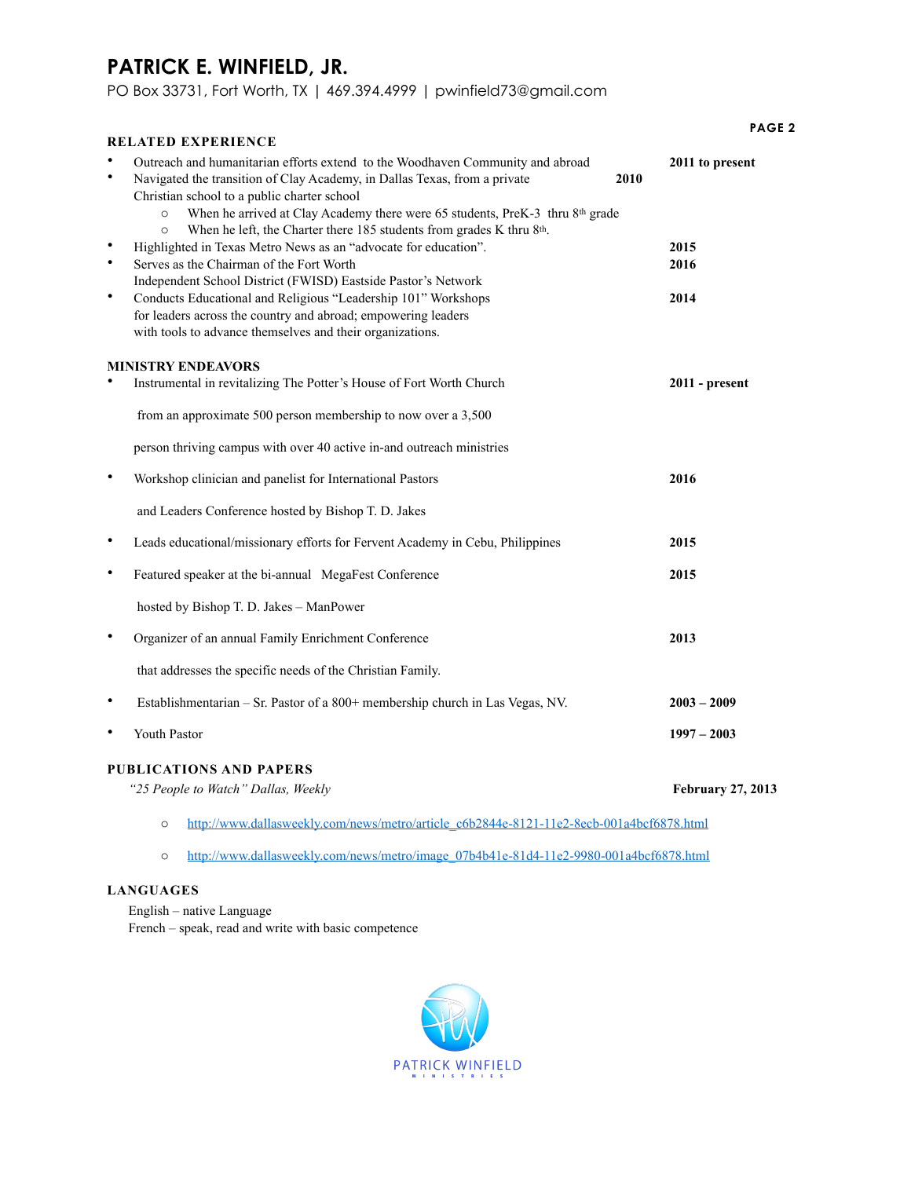# PATRICK E. WINFIELD, JR.

PO Box 33731, Fort Worth, TX | 469.394.4999 | pwinfield73@gmail.com

## RELATED EXPERIENCE

- Outreach and humanitarian efforts extend to the Woodhaven Community and abroad — **2011 to present**
- Navigated the transition of Clay Academy, in Dallas Texas, from a private Christian school to a public charter school — **2010**
    - When he arrived at Clay Academy there were 65 students, PreK-3 thru 8th grade
    - When he left, the Charter there 185 students from grades K thru 8th.
- Highlighted in Texas Metro News as an "advocate for education". — **2015**
- Serves as the Chairman of the Fort Worth Independent School District (FWISD) Eastside Pastor's Network — **2016**
- Conducts Educational and Religious "Leadership 101" Workshops for leaders across the country and abroad; empowering leaders with tools to advance themselves and their organizations. — **2014**

## MINISTRY ENDEAVORS

- Instrumental in revitalizing The Potter's House of Fort Worth Church from an approximate 500 person membership to now over a 3,500 person thriving campus with over 40 active in-and outreach ministries — **2011 - present**
- Workshop clinician and panelist for International Pastors and Leaders Conference hosted by Bishop T. D. Jakes — **2016**
- Leads educational/missionary efforts for Fervent Academy in Cebu, Philippines — **2015**
- Featured speaker at the bi-annual MegaFest Conference hosted by Bishop T. D. Jakes – ManPower — **2015**
- Organizer of an annual Family Enrichment Conference that addresses the specific needs of the Christian Family. — **2013**
- Establishmentarian – Sr. Pastor of a 800+ membership church in Las Vegas, NV. — **2003 – 2009**
- Youth Pastor — **1997 – 2003**

## PUBLICATIONS AND PAPERS

*"25 People to Watch" Dallas, Weekly* — **February 27, 2013**

- http://www.dallasweekly.com/news/metro/article_c6b2844e-8121-11e2-8ecb-001a4bcf6878.html
- http://www.dallasweekly.com/news/metro/image_07b4b41e-81d4-11e2-9980-001a4bcf6878.html

## LANGUAGES

English – native Language
French – speak, read and write with basic competence

PATRICK WINFIELD
MINISTRIES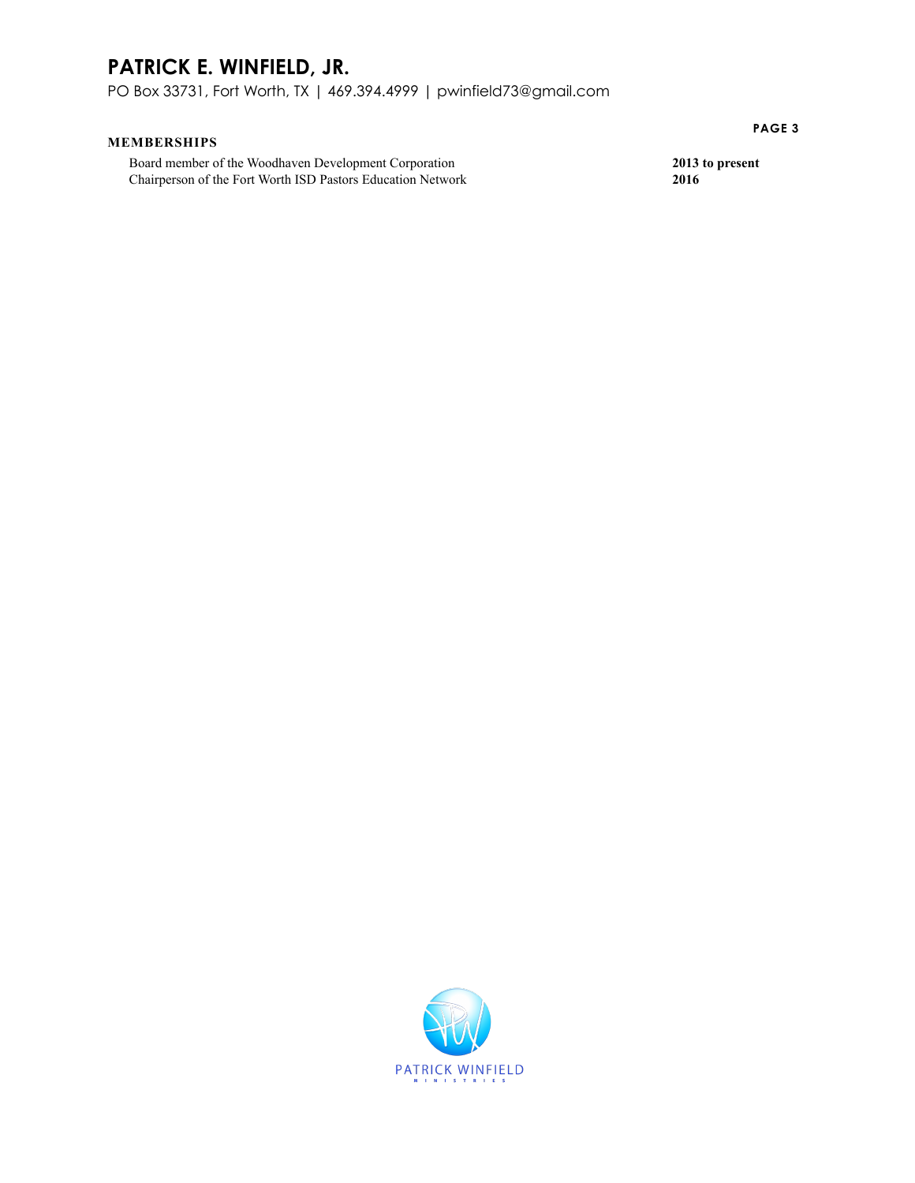# PATRICK E. WINFIELD, JR.

PO Box 33731, Fort Worth, TX | 469.394.4999 | pwinfield73@gmail.com

## MEMBERSHIPS

| | |
|---|---|
| Board member of the Woodhaven Development Corporation | **2013 to present** |
| Chairperson of the Fort Worth ISD Pastors Education Network | **2016** |

PATRICK WINFIELD
MINISTRIES